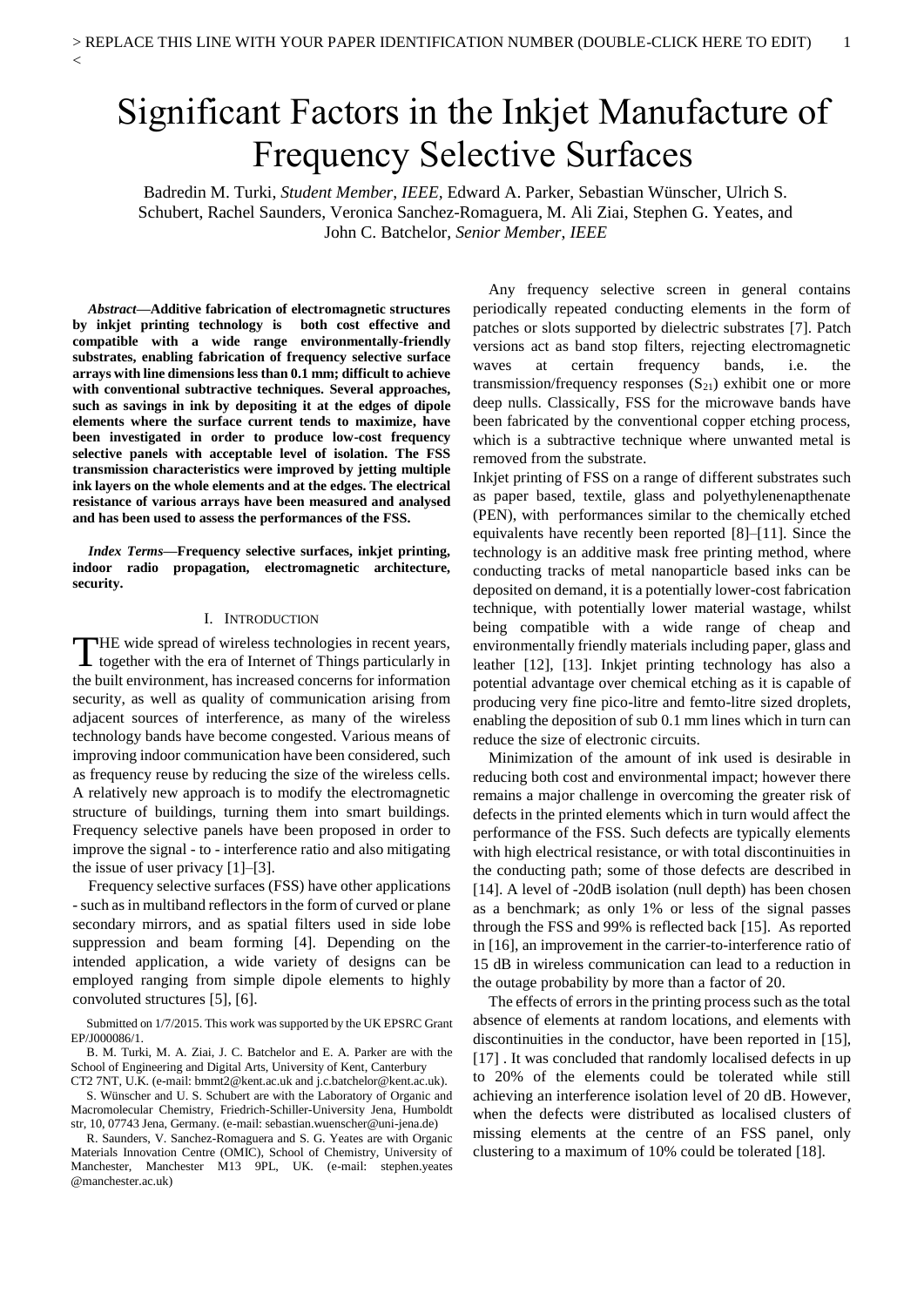# Significant Factors in the Inkjet Manufacture of Frequency Selective Surfaces

Badredin M. Turki, *Student Member*, *IEEE*, Edward A. Parker, Sebastian Wünscher, Ulrich S. Schubert, Rachel Saunders, Veronica Sanchez-Romaguera, M. Ali Ziai, Stephen G. Yeates, and John C. Batchelor, *Senior Member*, *IEEE*

***Abstract*—Additive fabrication of electromagnetic structures by inkjet printing technology is both cost effective and compatible with a wide range environmentally-friendly substrates, enabling fabrication of frequency selective surface arrays with line dimensions less than 0.1 mm; difficult to achieve with conventional subtractive techniques. Several approaches, such as savings in ink by depositing it at the edges of dipole elements where the surface current tends to maximize, have been investigated in order to produce low-cost frequency selective panels with acceptable level of isolation. The FSS transmission characteristics were improved by jetting multiple ink layers on the whole elements and at the edges. The electrical resistance of various arrays have been measured and analysed and has been used to assess the performances of the FSS.**

***Index Terms*—Frequency selective surfaces, inkjet printing, indoor radio propagation, electromagnetic architecture, security.**

## I. Introduction

THE wide spread of wireless technologies in recent years, together with the era of Internet of Things particularly in the built environment, has increased concerns for information security, as well as quality of communication arising from adjacent sources of interference, as many of the wireless technology bands have become congested. Various means of improving indoor communication have been considered, such as frequency reuse by reducing the size of the wireless cells. A relatively new approach is to modify the electromagnetic structure of buildings, turning them into smart buildings. Frequency selective panels have been proposed in order to improve the signal - to - interference ratio and also mitigating the issue of user privacy [1]–[3].

Frequency selective surfaces (FSS) have other applications - such as in multiband reflectors in the form of curved or plane secondary mirrors, and as spatial filters used in side lobe suppression and beam forming [4]. Depending on the intended application, a wide variety of designs can be employed ranging from simple dipole elements to highly convoluted structures [5], [6].

Any frequency selective screen in general contains periodically repeated conducting elements in the form of patches or slots supported by dielectric substrates [7]. Patch versions act as band stop filters, rejecting electromagnetic waves at certain frequency bands, i.e. the transmission/frequency responses ($S_{21}$) exhibit one or more deep nulls. Classically, FSS for the microwave bands have been fabricated by the conventional copper etching process, which is a subtractive technique where unwanted metal is removed from the substrate.

Inkjet printing of FSS on a range of different substrates such as paper based, textile, glass and polyethylenenapthenate (PEN), with performances similar to the chemically etched equivalents have recently been reported [8]–[11]. Since the technology is an additive mask free printing method, where conducting tracks of metal nanoparticle based inks can be deposited on demand, it is a potentially lower-cost fabrication technique, with potentially lower material wastage, whilst being compatible with a wide range of cheap and environmentally friendly materials including paper, glass and leather [12], [13]. Inkjet printing technology has also a potential advantage over chemical etching as it is capable of producing very fine pico-litre and femto-litre sized droplets, enabling the deposition of sub 0.1 mm lines which in turn can reduce the size of electronic circuits.

Minimization of the amount of ink used is desirable in reducing both cost and environmental impact; however there remains a major challenge in overcoming the greater risk of defects in the printed elements which in turn would affect the performance of the FSS. Such defects are typically elements with high electrical resistance, or with total discontinuities in the conducting path; some of those defects are described in [14]. A level of -20dB isolation (null depth) has been chosen as a benchmark; as only 1% or less of the signal passes through the FSS and 99% is reflected back [15]. As reported in [16], an improvement in the carrier-to-interference ratio of 15 dB in wireless communication can lead to a reduction in the outage probability by more than a factor of 20.

The effects of errors in the printing process such as the total absence of elements at random locations, and elements with discontinuities in the conductor, have been reported in [15], [17] . It was concluded that randomly localised defects in up to 20% of the elements could be tolerated while still achieving an interference isolation level of 20 dB. However, when the defects were distributed as localised clusters of missing elements at the centre of an FSS panel, only clustering to a maximum of 10% could be tolerated [18].

Submitted on 1/7/2015. This work was supported by the UK EPSRC Grant EP/J000086/1.

B. M. Turki, M. A. Ziai, J. C. Batchelor and E. A. Parker are with the School of Engineering and Digital Arts, University of Kent, Canterbury CT2 7NT, U.K. (e-mail: bmmt2@kent.ac.uk and j.c.batchelor@kent.ac.uk).

S. Wünscher and U. S. Schubert are with the Laboratory of Organic and Macromolecular Chemistry, Friedrich-Schiller-University Jena, Humboldt str, 10, 07743 Jena, Germany. (e-mail: sebastian.wuenscher@uni-jena.de)

R. Saunders, V. Sanchez-Romaguera and S. G. Yeates are with Organic Materials Innovation Centre (OMIC), School of Chemistry, University of Manchester, Manchester M13 9PL, UK. (e-mail: stephen.yeates @manchester.ac.uk)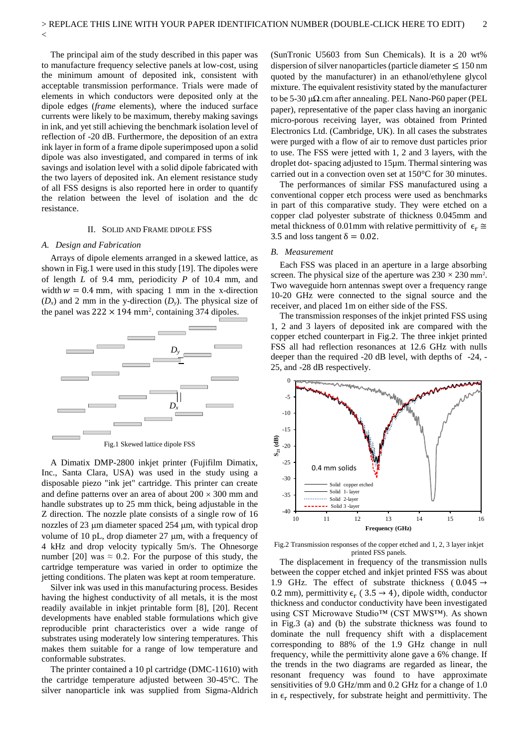The principal aim of the study described in this paper was to manufacture frequency selective panels at low-cost, using the minimum amount of deposited ink, consistent with acceptable transmission performance. Trials were made of elements in which conductors were deposited only at the dipole edges (*frame* elements), where the induced surface currents were likely to be maximum, thereby making savings in ink, and yet still achieving the benchmark isolation level of reflection of -20 dB. Furthermore, the deposition of an extra ink layer in form of a frame dipole superimposed upon a solid dipole was also investigated, and compared in terms of ink savings and isolation level with a solid dipole fabricated with the two layers of deposited ink. An element resistance study of all FSS designs is also reported here in order to quantify the relation between the level of isolation and the dc resistance.

## II. Solid and Frame Dipole FSS

### A. Design and Fabrication

Arrays of dipole elements arranged in a skewed lattice, as shown in Fig.1 were used in this study [19]. The dipoles were of length *L* of 9.4 mm, periodicity *P* of 10.4 mm, and width $w = 0.4$ mm, with spacing 1 mm in the x-direction ($D_x$) and 2 mm in the y-direction ($D_y$). The physical size of the panel was $222 \times 194$ mm$^2$, containing 374 dipoles.

Fig.1 Skewed lattice dipole FSS

A Dimatix DMP-2800 inkjet printer (Fujifilm Dimatix, Inc., Santa Clara, USA) was used in the study using a disposable piezo "ink jet" cartridge. This printer can create and define patterns over an area of about $200 \times 300$ mm and handle substrates up to 25 mm thick, being adjustable in the Z direction. The nozzle plate consists of a single row of 16 nozzles of 23 μm diameter spaced 254 μm, with typical drop volume of 10 pL, drop diameter 27 μm, with a frequency of 4 kHz and drop velocity typically 5m/s. The Ohnesorge number [20] was $\approx 0.2$. For the purpose of this study, the cartridge temperature was varied in order to optimize the jetting conditions. The platen was kept at room temperature.

Silver ink was used in this manufacturing process. Besides having the highest conductivity of all metals, it is the most readily available in inkjet printable form [8], [20]. Recent developments have enabled stable formulations which give reproducible print characteristics over a wide range of substrates using moderately low sintering temperatures. This makes them suitable for a range of low temperature and conformable substrates.

The printer contained a 10 pl cartridge (DMC-11610) with the cartridge temperature adjusted between 30-45°C. The silver nanoparticle ink was supplied from Sigma-Aldrich (SunTronic U5603 from Sun Chemicals). It is a 20 wt% dispersion of silver nanoparticles (particle diameter ≤ 150 nm quoted by the manufacturer) in an ethanol/ethylene glycol mixture. The equivalent resistivity stated by the manufacturer to be 5-30 μΩ.cm after annealing. PEL Nano-P60 paper (PEL paper), representative of the paper class having an inorganic micro-porous receiving layer, was obtained from Printed Electronics Ltd. (Cambridge, UK). In all cases the substrates were purged with a flow of air to remove dust particles prior to use. The FSS were jetted with 1, 2 and 3 layers, with the droplet dot- spacing adjusted to 15μm. Thermal sintering was carried out in a convection oven set at 150°C for 30 minutes.

The performances of similar FSS manufactured using a conventional copper etch process were used as benchmarks in part of this comparative study. They were etched on a copper clad polyester substrate of thickness 0.045mm and metal thickness of 0.01mm with relative permittivity of $\epsilon_r \cong 3.5$ and loss tangent $\delta = 0.02$.

### B. Measurement

Each FSS was placed in an aperture in a large absorbing screen. The physical size of the aperture was $230 \times 230$ mm$^2$. Two waveguide horn antennas swept over a frequency range 10-20 GHz were connected to the signal source and the receiver, and placed 1m on either side of the FSS.

The transmission responses of the inkjet printed FSS using 1, 2 and 3 layers of deposited ink are compared with the copper etched counterpart in Fig.2. The three inkjet printed FSS all had reflection resonances at 12.6 GHz with nulls deeper than the required -20 dB level, with depths of -24, -25, and -28 dB respectively.

Fig.2 Transmission responses of the copper etched and 1, 2, 3 layer inkjet printed FSS panels.

The displacement in frequency of the transmission nulls between the copper etched and inkjet printed FSS was about 1.9 GHz. The effect of substrate thickness ($0.045 \rightarrow 0.2$ mm), permittivity $\epsilon_r$ ($3.5 \rightarrow 4$), dipole width, conductor thickness and conductor conductivity have been investigated using CST Microwave Studio™ (CST MWS™). As shown in Fig.3 (a) and (b) the substrate thickness was found to dominate the null frequency shift with a displacement corresponding to 88% of the 1.9 GHz change in null frequency, while the permittivity alone gave a 6% change. If the trends in the two diagrams are regarded as linear, the resonant frequency was found to have approximate sensitivities of 9.0 GHz/mm and 0.2 GHz for a change of 1.0 in $\epsilon_r$ respectively, for substrate height and permittivity. The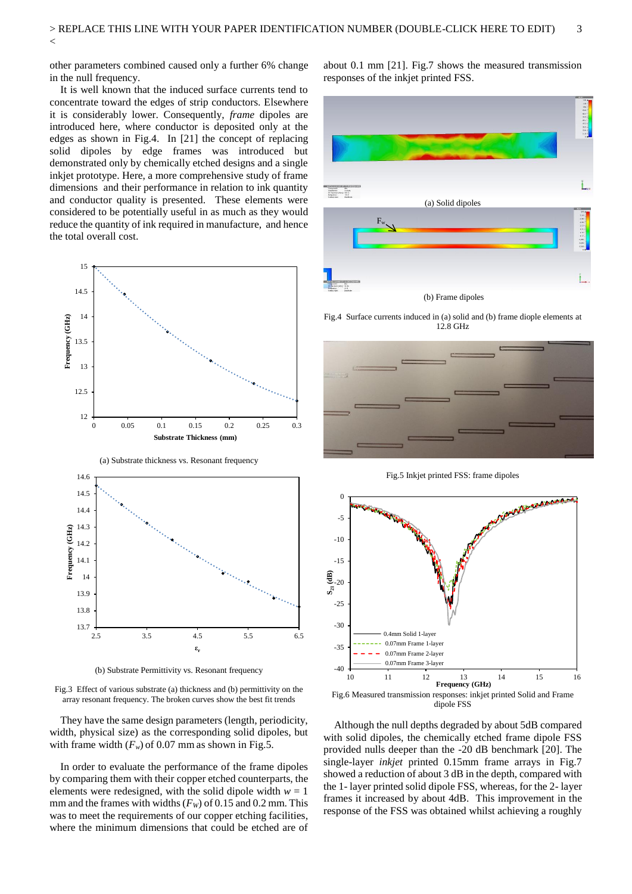other parameters combined caused only a further 6% change in the null frequency.

It is well known that the induced surface currents tend to concentrate toward the edges of strip conductors. Elsewhere it is considerably lower. Consequently, *frame* dipoles are introduced here, where conductor is deposited only at the edges as shown in Fig.4. In [21] the concept of replacing solid dipoles by edge frames was introduced but demonstrated only by chemically etched designs and a single inkjet prototype. Here, a more comprehensive study of frame dimensions and their performance in relation to ink quantity and conductor quality is presented. These elements were considered to be potentially useful in as much as they would reduce the quantity of ink required in manufacture, and hence the total overall cost.

(a) Substrate thickness vs. Resonant frequency

(b) Substrate Permittivity vs. Resonant frequency

Fig.3 Effect of various substrate (a) thickness and (b) permittivity on the array resonant frequency. The broken curves show the best fit trends

They have the same design parameters (length, periodicity, width, physical size) as the corresponding solid dipoles, but with frame width ($F_w$) of 0.07 mm as shown in Fig.5.

In order to evaluate the performance of the frame dipoles by comparing them with their copper etched counterparts, the elements were redesigned, with the solid dipole width $w$ = 1 mm and the frames with widths ($F_W$) of 0.15 and 0.2 mm. This was to meet the requirements of our copper etching facilities, where the minimum dimensions that could be etched are of about 0.1 mm [21]. Fig.7 shows the measured transmission responses of the inkjet printed FSS.

(a) Solid dipoles

(b) Frame dipoles

Fig.4 Surface currents induced in (a) solid and (b) frame diople elements at 12.8 GHz

Fig.5 Inkjet printed FSS: frame dipoles

Fig.6 Measured transmission responses: inkjet printed Solid and Frame dipole FSS

Although the null depths degraded by about 5dB compared with solid dipoles, the chemically etched frame dipole FSS provided nulls deeper than the -20 dB benchmark [20]. The single-layer *inkjet* printed 0.15mm frame arrays in Fig.7 showed a reduction of about 3 dB in the depth, compared with the 1- layer printed solid dipole FSS, whereas, for the 2- layer frames it increased by about 4dB. This improvement in the response of the FSS was obtained whilst achieving a roughly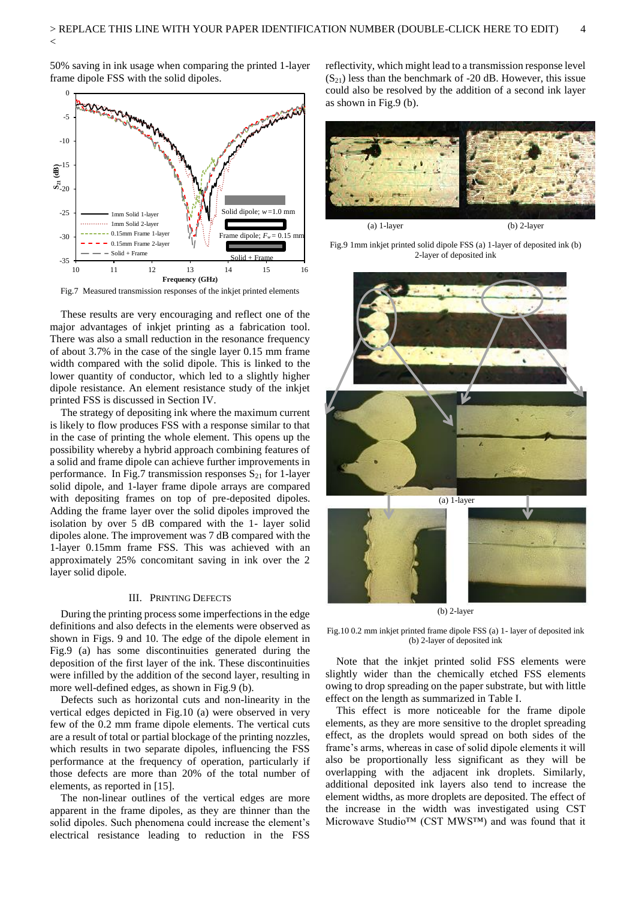50% saving in ink usage when comparing the printed 1-layer frame dipole FSS with the solid dipoles.

Fig.7 Measured transmission responses of the inkjet printed elements

These results are very encouraging and reflect one of the major advantages of inkjet printing as a fabrication tool. There was also a small reduction in the resonance frequency of about 3.7% in the case of the single layer 0.15 mm frame width compared with the solid dipole. This is linked to the lower quantity of conductor, which led to a slightly higher dipole resistance. An element resistance study of the inkjet printed FSS is discussed in Section IV.

The strategy of depositing ink where the maximum current is likely to flow produces FSS with a response similar to that in the case of printing the whole element. This opens up the possibility whereby a hybrid approach combining features of a solid and frame dipole can achieve further improvements in performance. In Fig.7 transmission responses $S_{21}$ for 1-layer solid dipole, and 1-layer frame dipole arrays are compared with depositing frames on top of pre-deposited dipoles. Adding the frame layer over the solid dipoles improved the isolation by over 5 dB compared with the 1- layer solid dipoles alone. The improvement was 7 dB compared with the 1-layer 0.15mm frame FSS. This was achieved with an approximately 25% concomitant saving in ink over the 2 layer solid dipole.

## III. Printing Defects

During the printing process some imperfections in the edge definitions and also defects in the elements were observed as shown in Figs. 9 and 10. The edge of the dipole element in Fig.9 (a) has some discontinuities generated during the deposition of the first layer of the ink. These discontinuities were infilled by the addition of the second layer, resulting in more well-defined edges, as shown in Fig.9 (b).

Defects such as horizontal cuts and non-linearity in the vertical edges depicted in Fig.10 (a) were observed in very few of the 0.2 mm frame dipole elements. The vertical cuts are a result of total or partial blockage of the printing nozzles, which results in two separate dipoles, influencing the FSS performance at the frequency of operation, particularly if those defects are more than 20% of the total number of elements, as reported in [15].

The non-linear outlines of the vertical edges are more apparent in the frame dipoles, as they are thinner than the solid dipoles. Such phenomena could increase the element's electrical resistance leading to reduction in the FSS reflectivity, which might lead to a transmission response level ($S_{21}$) less than the benchmark of -20 dB. However, this issue could also be resolved by the addition of a second ink layer as shown in Fig.9 (b).

(a) 1-layer (b) 2-layer

Fig.9 1mm inkjet printed solid dipole FSS (a) 1-layer of deposited ink (b) 2-layer of deposited ink

(a) 1-layer

(b) 2-layer

Fig.10 0.2 mm inkjet printed frame dipole FSS (a) 1- layer of deposited ink (b) 2-layer of deposited ink

Note that the inkjet printed solid FSS elements were slightly wider than the chemically etched FSS elements owing to drop spreading on the paper substrate, but with little effect on the length as summarized in Table I.

This effect is more noticeable for the frame dipole elements, as they are more sensitive to the droplet spreading effect, as the droplets would spread on both sides of the frame's arms, whereas in case of solid dipole elements it will also be proportionally less significant as they will be overlapping with the adjacent ink droplets. Similarly, additional deposited ink layers also tend to increase the element widths, as more droplets are deposited. The effect of the increase in the width was investigated using CST Microwave Studio™ (CST MWS™) and was found that it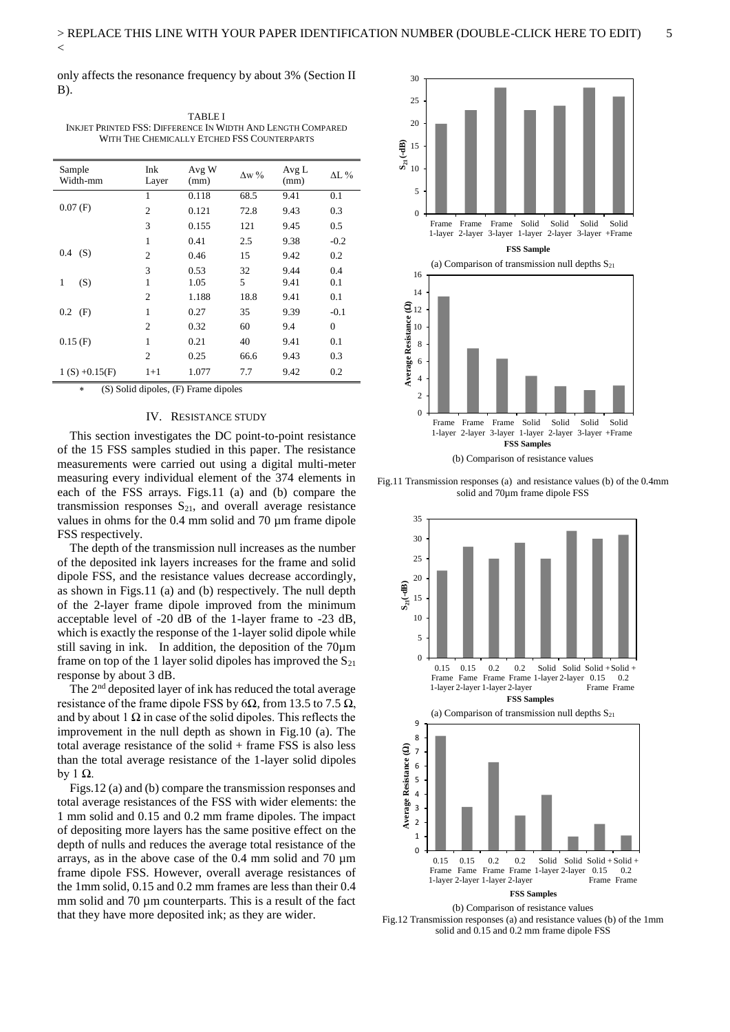only affects the resonance frequency by about 3% (Section II B).

TABLE I
INKJET PRINTED FSS: DIFFERENCE IN WIDTH AND LENGTH COMPARED WITH THE CHEMICALLY ETCHED FSS COUNTERPARTS

| Sample Width-mm | Ink Layer | Avg W (mm) | Δw % | Avg L (mm) | ΔL % |
|---|---|---|---|---|---|
| 0.07 (F) | 1 | 0.118 | 68.5 | 9.41 | 0.1 |
| | 2 | 0.121 | 72.8 | 9.43 | 0.3 |
| | 3 | 0.155 | 121 | 9.45 | 0.5 |
| 0.4 (S) | 1 | 0.41 | 2.5 | 9.38 | -0.2 |
| | 2 | 0.46 | 15 | 9.42 | 0.2 |
| | 3 | 0.53 | 32 | 9.44 | 0.4 |
| 1 (S) | 1 | 1.05 | 5 | 9.41 | 0.1 |
| | 2 | 1.188 | 18.8 | 9.41 | 0.1 |
| 0.2 (F) | 1 | 0.27 | 35 | 9.39 | -0.1 |
| | 2 | 0.32 | 60 | 9.4 | 0 |
| 0.15 (F) | 1 | 0.21 | 40 | 9.41 | 0.1 |
| | 2 | 0.25 | 66.6 | 9.43 | 0.3 |
| 1 (S) +0.15(F) | 1+1 | 1.077 | 7.7 | 9.42 | 0.2 |

* (S) Solid dipoles, (F) Frame dipoles

## IV. RESISTANCE STUDY

This section investigates the DC point-to-point resistance of the 15 FSS samples studied in this paper. The resistance measurements were carried out using a digital multi-meter measuring every individual element of the 374 elements in each of the FSS arrays. Figs.11 (a) and (b) compare the transmission responses $S_{21}$, and overall average resistance values in ohms for the 0.4 mm solid and 70 µm frame dipole FSS respectively.

The depth of the transmission null increases as the number of the deposited ink layers increases for the frame and solid dipole FSS, and the resistance values decrease accordingly, as shown in Figs.11 (a) and (b) respectively. The null depth of the 2-layer frame dipole improved from the minimum acceptable level of -20 dB of the 1-layer frame to -23 dB, which is exactly the response of the 1-layer solid dipole while still saving in ink. In addition, the deposition of the 70µm frame on top of the 1 layer solid dipoles has improved the $S_{21}$ response by about 3 dB.

The 2nd deposited layer of ink has reduced the total average resistance of the frame dipole FSS by 6Ω, from 13.5 to 7.5 Ω, and by about 1 Ω in case of the solid dipoles. This reflects the improvement in the null depth as shown in Fig.10 (a). The total average resistance of the solid + frame FSS is also less than the total average resistance of the 1-layer solid dipoles by 1 Ω.

Figs.12 (a) and (b) compare the transmission responses and total average resistances of the FSS with wider elements: the 1 mm solid and 0.15 and 0.2 mm frame dipoles. The impact of depositing more layers has the same positive effect on the depth of nulls and reduces the average total resistance of the arrays, as in the above case of the 0.4 mm solid and 70 µm frame dipole FSS. However, overall average resistances of the 1mm solid, 0.15 and 0.2 mm frames are less than their 0.4 mm solid and 70 µm counterparts. This is a result of the fact that they have more deposited ink; as they are wider.

(a) Comparison of transmission null depths $S_{21}$

(b) Comparison of resistance values

Fig.11 Transmission responses (a) and resistance values (b) of the 0.4mm solid and 70µm frame dipole FSS

(a) Comparison of transmission null depths $S_{21}$

(b) Comparison of resistance values

Fig.12 Transmission responses (a) and resistance values (b) of the 1mm solid and 0.15 and 0.2 mm frame dipole FSS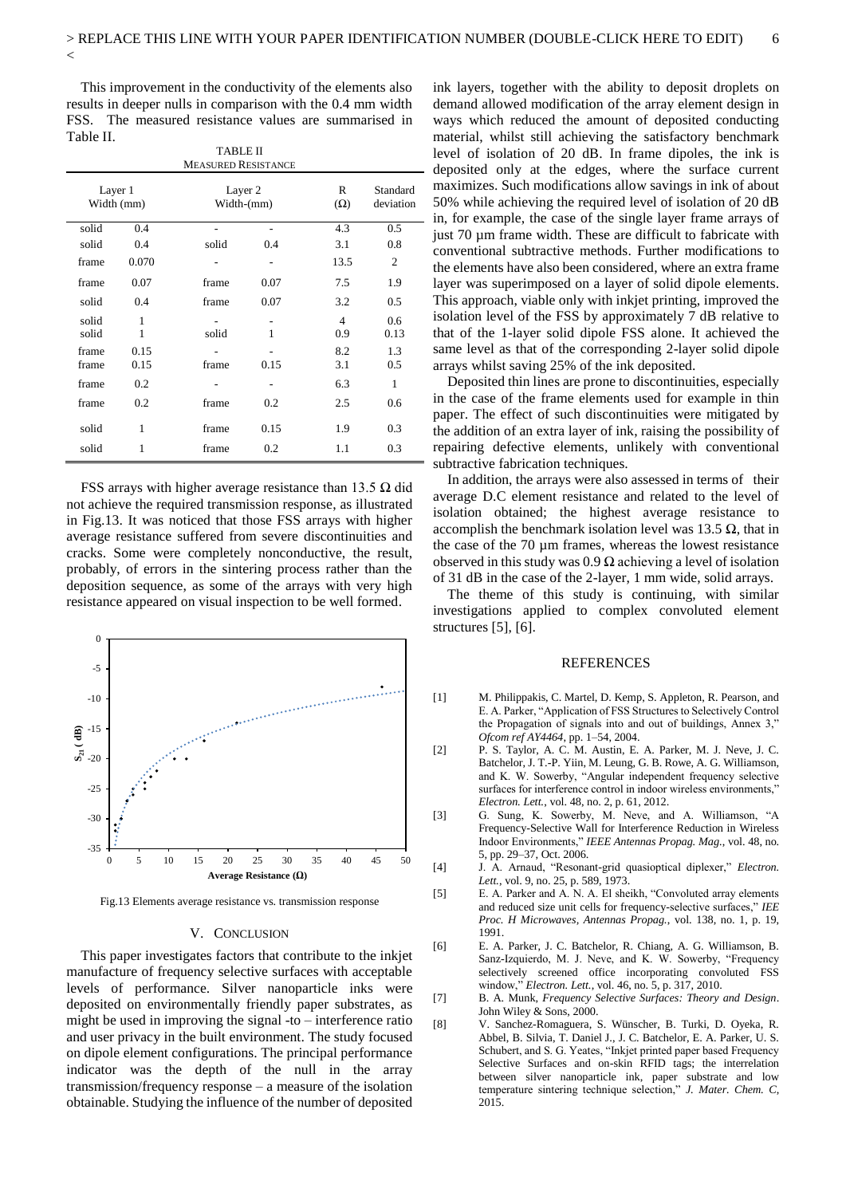This improvement in the conductivity of the elements also results in deeper nulls in comparison with the 0.4 mm width FSS. The measured resistance values are summarised in Table II.

TABLE II
MEASURED RESISTANCE

| Layer 1 Width (mm) | | Layer 2 Width-(mm) | | R (Ω) | Standard deviation |
|---|---|---|---|---|---|
| solid | 0.4 | - | - | 4.3 | 0.5 |
| solid | 0.4 | solid | 0.4 | 3.1 | 0.8 |
| frame | 0.070 | - | - | 13.5 | 2 |
| frame | 0.07 | frame | 0.07 | 7.5 | 1.9 |
| solid | 0.4 | frame | 0.07 | 3.2 | 0.5 |
| solid | 1 | - | - | 4 | 0.6 |
| solid | 1 | solid | 1 | 0.9 | 0.13 |
| frame | 0.15 | - | - | 8.2 | 1.3 |
| frame | 0.15 | frame | 0.15 | 3.1 | 0.5 |
| frame | 0.2 | - | - | 6.3 | 1 |
| frame | 0.2 | frame | 0.2 | 2.5 | 0.6 |
| solid | 1 | frame | 0.15 | 1.9 | 0.3 |
| solid | 1 | frame | 0.2 | 1.1 | 0.3 |

FSS arrays with higher average resistance than 13.5 Ω did not achieve the required transmission response, as illustrated in Fig.13. It was noticed that those FSS arrays with higher average resistance suffered from severe discontinuities and cracks. Some were completely nonconductive, the result, probably, of errors in the sintering process rather than the deposition sequence, as some of the arrays with very high resistance appeared on visual inspection to be well formed.

Fig.13 Elements average resistance vs. transmission response

## V. Conclusion

This paper investigates factors that contribute to the inkjet manufacture of frequency selective surfaces with acceptable levels of performance. Silver nanoparticle inks were deposited on environmentally friendly paper substrates, as might be used in improving the signal -to – interference ratio and user privacy in the built environment. The study focused on dipole element configurations. The principal performance indicator was the depth of the null in the array transmission/frequency response – a measure of the isolation obtainable. Studying the influence of the number of deposited ink layers, together with the ability to deposit droplets on demand allowed modification of the array element design in ways which reduced the amount of deposited conducting material, whilst still achieving the satisfactory benchmark level of isolation of 20 dB. In frame dipoles, the ink is deposited only at the edges, where the surface current maximizes. Such modifications allow savings in ink of about 50% while achieving the required level of isolation of 20 dB in, for example, the case of the single layer frame arrays of just 70 µm frame width. These are difficult to fabricate with conventional subtractive methods. Further modifications to the elements have also been considered, where an extra frame layer was superimposed on a layer of solid dipole elements. This approach, viable only with inkjet printing, improved the isolation level of the FSS by approximately 7 dB relative to that of the 1-layer solid dipole FSS alone. It achieved the same level as that of the corresponding 2-layer solid dipole arrays whilst saving 25% of the ink deposited.

Deposited thin lines are prone to discontinuities, especially in the case of the frame elements used for example in thin paper. The effect of such discontinuities were mitigated by the addition of an extra layer of ink, raising the possibility of repairing defective elements, unlikely with conventional subtractive fabrication techniques.

In addition, the arrays were also assessed in terms of their average D.C element resistance and related to the level of isolation obtained; the highest average resistance to accomplish the benchmark isolation level was 13.5 Ω, that in the case of the 70 µm frames, whereas the lowest resistance observed in this study was 0.9 Ω achieving a level of isolation of 31 dB in the case of the 2-layer, 1 mm wide, solid arrays.

The theme of this study is continuing, with similar investigations applied to complex convoluted element structures [5], [6].

## References

[1] M. Philippakis, C. Martel, D. Kemp, S. Appleton, R. Pearson, and E. A. Parker, "Application of FSS Structures to Selectively Control the Propagation of signals into and out of buildings, Annex 3," *Ofcom ref AY4464*, pp. 1–54, 2004.

[2] P. S. Taylor, A. C. M. Austin, E. A. Parker, M. J. Neve, J. C. Batchelor, J. T.-P. Yiin, M. Leung, G. B. Rowe, A. G. Williamson, and K. W. Sowerby, "Angular independent frequency selective surfaces for interference control in indoor wireless environments," *Electron. Lett.*, vol. 48, no. 2, p. 61, 2012.

[3] G. Sung, K. Sowerby, M. Neve, and A. Williamson, "A Frequency-Selective Wall for Interference Reduction in Wireless Indoor Environments," *IEEE Antennas Propag. Mag.*, vol. 48, no. 5, pp. 29–37, Oct. 2006.

[4] J. A. Arnaud, "Resonant-grid quasioptical diplexer," *Electron. Lett.*, vol. 9, no. 25, p. 589, 1973.

[5] E. A. Parker and A. N. A. El sheikh, "Convoluted array elements and reduced size unit cells for frequency-selective surfaces," *IEE Proc. H Microwaves, Antennas Propag.*, vol. 138, no. 1, p. 19, 1991.

[6] E. A. Parker, J. C. Batchelor, R. Chiang, A. G. Williamson, B. Sanz-Izquierdo, M. J. Neve, and K. W. Sowerby, "Frequency selectively screened office incorporating convoluted FSS window," *Electron. Lett.*, vol. 46, no. 5, p. 317, 2010.

[7] B. A. Munk, *Frequency Selective Surfaces: Theory and Design*. John Wiley & Sons, 2000.

[8] V. Sanchez-Romaguera, S. Wünscher, B. Turki, D. Oyeka, R. Abbel, B. Silvia, T. Daniel J., J. C. Batchelor, E. A. Parker, U. S. Schubert, and S. G. Yeates, "Inkjet printed paper based Frequency Selective Surfaces and on-skin RFID tags; the interrelation between silver nanoparticle ink, paper substrate and low temperature sintering technique selection," *J. Mater. Chem. C*, 2015.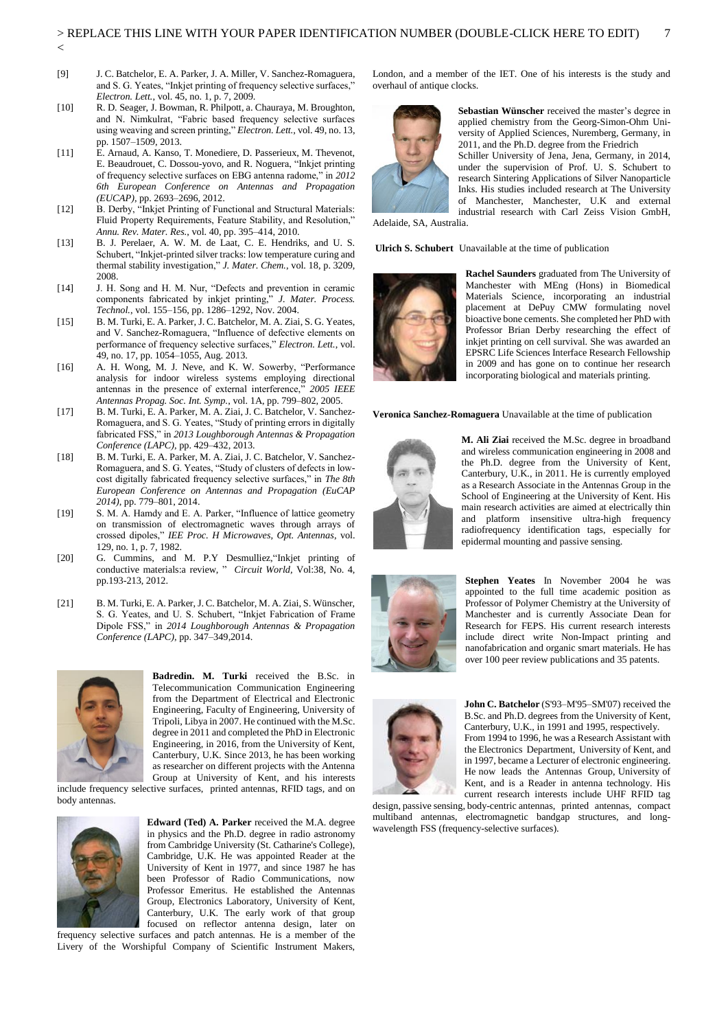[9] J. C. Batchelor, E. A. Parker, J. A. Miller, V. Sanchez-Romaguera, and S. G. Yeates, "Inkjet printing of frequency selective surfaces," *Electron. Lett.*, vol. 45, no. 1, p. 7, 2009.

[10] R. D. Seager, J. Bowman, R. Philpott, a. Chauraya, M. Broughton, and N. Nimkulrat, "Fabric based frequency selective surfaces using weaving and screen printing," *Electron. Lett.*, vol. 49, no. 13, pp. 1507–1509, 2013.

[11] E. Arnaud, A. Kanso, T. Monediere, D. Passerieux, M. Thevenot, E. Beaudrouet, C. Dossou-yovo, and R. Noguera, "Inkjet printing of frequency selective surfaces on EBG antenna radome," in *2012 6th European Conference on Antennas and Propagation (EUCAP)*, pp. 2693–2696, 2012.

[12] B. Derby, "Inkjet Printing of Functional and Structural Materials: Fluid Property Requirements, Feature Stability, and Resolution," *Annu. Rev. Mater. Res.*, vol. 40, pp. 395–414, 2010.

[13] B. J. Perelaer, A. W. M. de Laat, C. E. Hendriks, and U. S. Schubert, "Inkjet-printed silver tracks: low temperature curing and thermal stability investigation," *J. Mater. Chem.*, vol. 18, p. 3209, 2008.

[14] J. H. Song and H. M. Nur, "Defects and prevention in ceramic components fabricated by inkjet printing," *J. Mater. Process. Technol.*, vol. 155–156, pp. 1286–1292, Nov. 2004.

[15] B. M. Turki, E. A. Parker, J. C. Batchelor, M. A. Ziai, S. G. Yeates, and V. Sanchez-Romaguera, "Influence of defective elements on performance of frequency selective surfaces," *Electron. Lett.*, vol. 49, no. 17, pp. 1054–1055, Aug. 2013.

[16] A. H. Wong, M. J. Neve, and K. W. Sowerby, "Performance analysis for indoor wireless systems employing directional antennas in the presence of external interference," *2005 IEEE Antennas Propag. Soc. Int. Symp.*, vol. 1A, pp. 799–802, 2005.

[17] B. M. Turki, E. A. Parker, J. C. Batchelor, V. Sanchez-Romaguera, and S. G. Yeates, "Study of printing errors in digitally fabricated FSS," in *2013 Loughborough Antennas & Propagation Conference (LAPC)*, pp. 429–432, 2013.

[18] B. M. Turki, E. A. Parker, M. A. Ziai, J. C. Batchelor, V. Sanchez-Romaguera, and S. G. Yeates, "Study of clusters of defects in low-cost digitally fabricated frequency selective surfaces," in *The 8th European Conference on Antennas and Propagation (EuCAP 2014)*, pp. 779–801, 2014.

[19] S. M. A. Hamdy and E. A. Parker, "Influence of lattice geometry on transmission of electromagnetic waves through arrays of crossed dipoles," *IEE Proc. H Microwaves, Opt. Antennas*, vol. 129, no. 1, p. 7, 1982.

[20] G. Cummins, and M. P.Y Desmulliez,"Inkjet printing of conductive materials:a review, " *Circuit World*, Vol:38, No. 4, pp.193-213, 2012.

[21] B. M. Turki, E. A. Parker, J. C. Batchelor, M. A. Ziai, S. Wünscher, S. G. Yeates, and U. S. Schubert, "Inkjet Fabrication of Frame Dipole FSS," in *2014 Loughborough Antennas & Propagation Conference (LAPC)*, pp. 347–349,2014.

**Badredin. M. Turki** received the B.Sc. in Telecommunication Communication Engineering from the Department of Electrical and Electronic Engineering, Faculty of Engineering, University of Tripoli, Libya in 2007. He continued with the M.Sc. degree in 2011 and completed the PhD in Electronic Engineering, in 2016, from the University of Kent, Canterbury, U.K. Since 2013, he has been working as researcher on different projects with the Antenna Group at University of Kent, and his interests include frequency selective surfaces, printed antennas, RFID tags, and on body antennas.

**Edward (Ted) A. Parker** received the M.A. degree in physics and the Ph.D. degree in radio astronomy from Cambridge University (St. Catharine's College), Cambridge, U.K. He was appointed Reader at the University of Kent in 1977, and since 1987 he has been Professor of Radio Communications, now Professor Emeritus. He established the Antennas Group, Electronics Laboratory, University of Kent, Canterbury, U.K. The early work of that group focused on reflector antenna design, later on frequency selective surfaces and patch antennas. He is a member of the Livery of the Worshipful Company of Scientific Instrument Makers, London, and a member of the IET. One of his interests is the study and overhaul of antique clocks.

**Sebastian Wünscher** received the master's degree in applied chemistry from the Georg-Simon-Ohm University of Applied Sciences, Nuremberg, Germany, in 2011, and the Ph.D. degree from the Friedrich Schiller University of Jena, Jena, Germany, in 2014, under the supervision of Prof. U. S. Schubert to research Sintering Applications of Silver Nanoparticle Inks. His studies included research at The University of Manchester, Manchester, U.K and external industrial research with Carl Zeiss Vision GmbH, Adelaide, SA, Australia.

**Ulrich S. Schubert** Unavailable at the time of publication

**Rachel Saunders** graduated from The University of Manchester with MEng (Hons) in Biomedical Materials Science, incorporating an industrial placement at DePuy CMW formulating novel bioactive bone cements. She completed her PhD with Professor Brian Derby researching the effect of inkjet printing on cell survival. She was awarded an EPSRC Life Sciences Interface Research Fellowship in 2009 and has gone on to continue her research incorporating biological and materials printing.

**Veronica Sanchez-Romaguera** Unavailable at the time of publication

**M. Ali Ziai** received the M.Sc. degree in broadband and wireless communication engineering in 2008 and the Ph.D. degree from the University of Kent, Canterbury, U.K., in 2011. He is currently employed as a Research Associate in the Antennas Group in the School of Engineering at the University of Kent. His main research activities are aimed at electrically thin and platform insensitive ultra-high frequency radiofrequency identification tags, especially for epidermal mounting and passive sensing.

**Stephen Yeates** In November 2004 he was appointed to the full time academic position as Professor of Polymer Chemistry at the University of Manchester and is currently Associate Dean for Research for FEPS. His current research interests include direct write Non-Impact printing and nanofabrication and organic smart materials. He has over 100 peer review publications and 35 patents.

**John C. Batchelor** (S'93–M'95–SM'07) received the B.Sc. and Ph.D. degrees from the University of Kent, Canterbury, U.K., in 1991 and 1995, respectively. From 1994 to 1996, he was a Research Assistant with the Electronics Department, University of Kent, and in 1997, became a Lecturer of electronic engineering. He now leads the Antennas Group, University of Kent, and is a Reader in antenna technology. His current research interests include UHF RFID tag design, passive sensing, body-centric antennas, printed antennas, compact multiband antennas, electromagnetic bandgap structures, and long-wavelength FSS (frequency-selective surfaces).